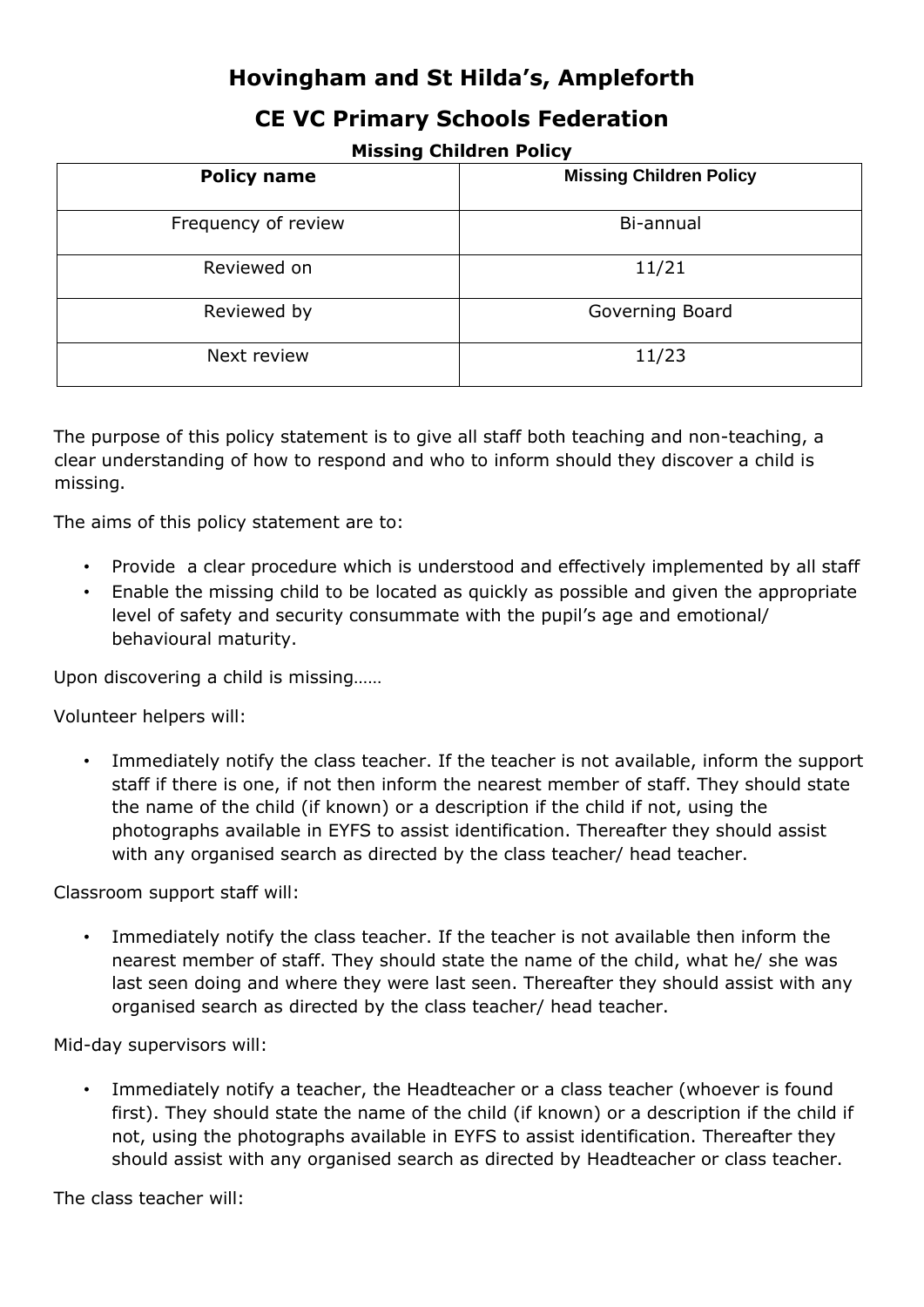# Hovingham and St Hilda's, Ampleforth

# CE VC Primary Schools Federation

### Missing Children Policy

| **Policy name** | **Missing Children Policy** |
| --- | --- |
| Frequency of review | Bi-annual |
| Reviewed on | 11/21 |
| Reviewed by | Governing Board |
| Next review | 11/23 |

The purpose of this policy statement is to give all staff both teaching and non-teaching, a clear understanding of how to respond and who to inform should they discover a child is missing.

The aims of this policy statement are to:

- Provide a clear procedure which is understood and effectively implemented by all staff
- Enable the missing child to be located as quickly as possible and given the appropriate level of safety and security consummate with the pupil's age and emotional/ behavioural maturity.

Upon discovering a child is missing……

Volunteer helpers will:

- Immediately notify the class teacher. If the teacher is not available, inform the support staff if there is one, if not then inform the nearest member of staff. They should state the name of the child (if known) or a description if the child if not, using the photographs available in EYFS to assist identification. Thereafter they should assist with any organised search as directed by the class teacher/ head teacher.

Classroom support staff will:

- Immediately notify the class teacher. If the teacher is not available then inform the nearest member of staff. They should state the name of the child, what he/ she was last seen doing and where they were last seen. Thereafter they should assist with any organised search as directed by the class teacher/ head teacher.

Mid-day supervisors will:

- Immediately notify a teacher, the Headteacher or a class teacher (whoever is found first). They should state the name of the child (if known) or a description if the child if not, using the photographs available in EYFS to assist identification. Thereafter they should assist with any organised search as directed by Headteacher or class teacher.

The class teacher will: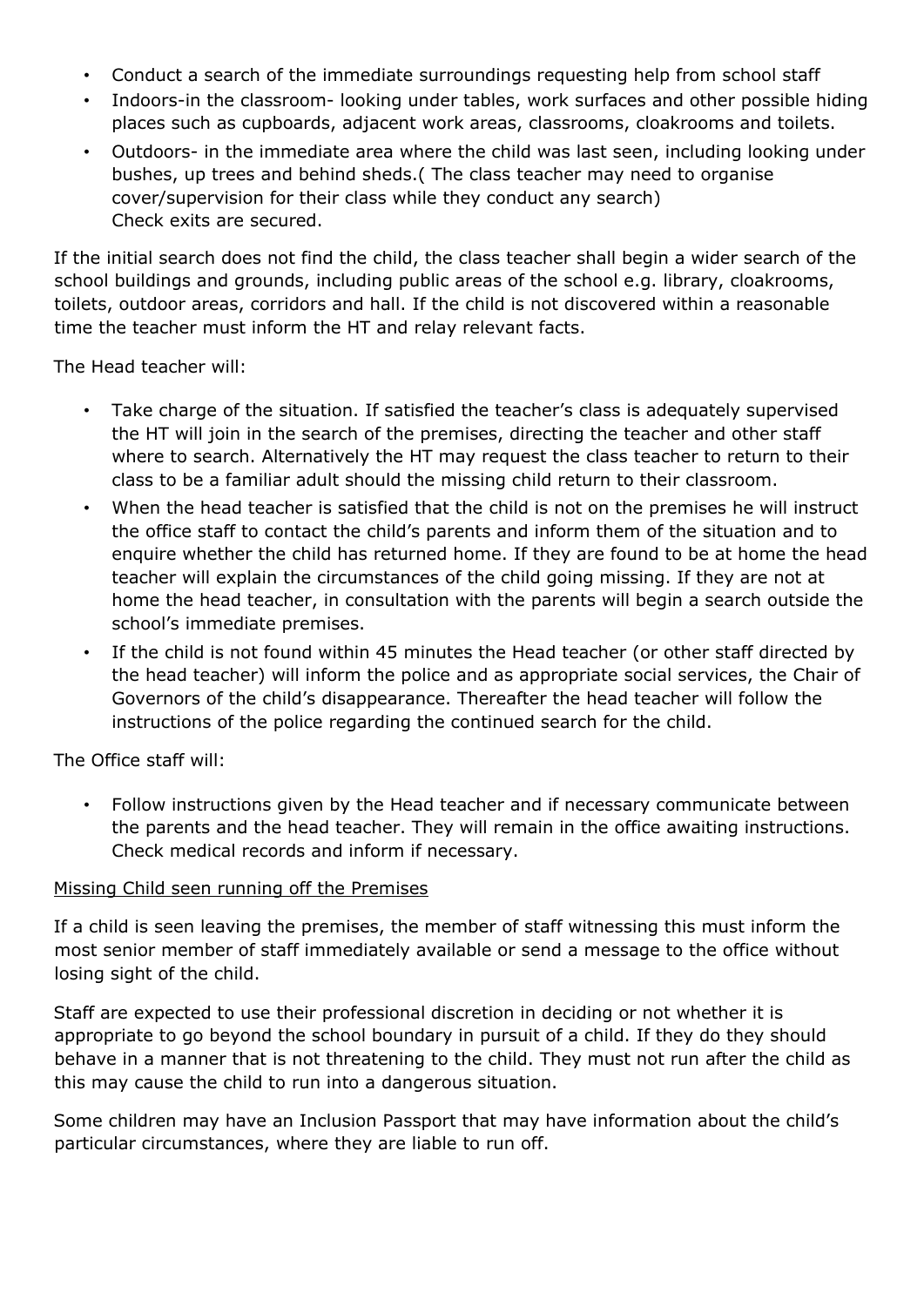- Conduct a search of the immediate surroundings requesting help from school staff
- Indoors-in the classroom- looking under tables, work surfaces and other possible hiding places such as cupboards, adjacent work areas, classrooms, cloakrooms and toilets.
- Outdoors- in the immediate area where the child was last seen, including looking under bushes, up trees and behind sheds.( The class teacher may need to organise cover/supervision for their class while they conduct any search)
  Check exits are secured.

If the initial search does not find the child, the class teacher shall begin a wider search of the school buildings and grounds, including public areas of the school e.g. library, cloakrooms, toilets, outdoor areas, corridors and hall. If the child is not discovered within a reasonable time the teacher must inform the HT and relay relevant facts.

The Head teacher will:

- Take charge of the situation. If satisfied the teacher's class is adequately supervised the HT will join in the search of the premises, directing the teacher and other staff where to search. Alternatively the HT may request the class teacher to return to their class to be a familiar adult should the missing child return to their classroom.
- When the head teacher is satisfied that the child is not on the premises he will instruct the office staff to contact the child's parents and inform them of the situation and to enquire whether the child has returned home. If they are found to be at home the head teacher will explain the circumstances of the child going missing. If they are not at home the head teacher, in consultation with the parents will begin a search outside the school's immediate premises.
- If the child is not found within 45 minutes the Head teacher (or other staff directed by the head teacher) will inform the police and as appropriate social services, the Chair of Governors of the child's disappearance. Thereafter the head teacher will follow the instructions of the police regarding the continued search for the child.

The Office staff will:

- Follow instructions given by the Head teacher and if necessary communicate between the parents and the head teacher. They will remain in the office awaiting instructions. Check medical records and inform if necessary.

Missing Child seen running off the Premises

If a child is seen leaving the premises, the member of staff witnessing this must inform the most senior member of staff immediately available or send a message to the office without losing sight of the child.

Staff are expected to use their professional discretion in deciding or not whether it is appropriate to go beyond the school boundary in pursuit of a child. If they do they should behave in a manner that is not threatening to the child. They must not run after the child as this may cause the child to run into a dangerous situation.

Some children may have an Inclusion Passport that may have information about the child's particular circumstances, where they are liable to run off.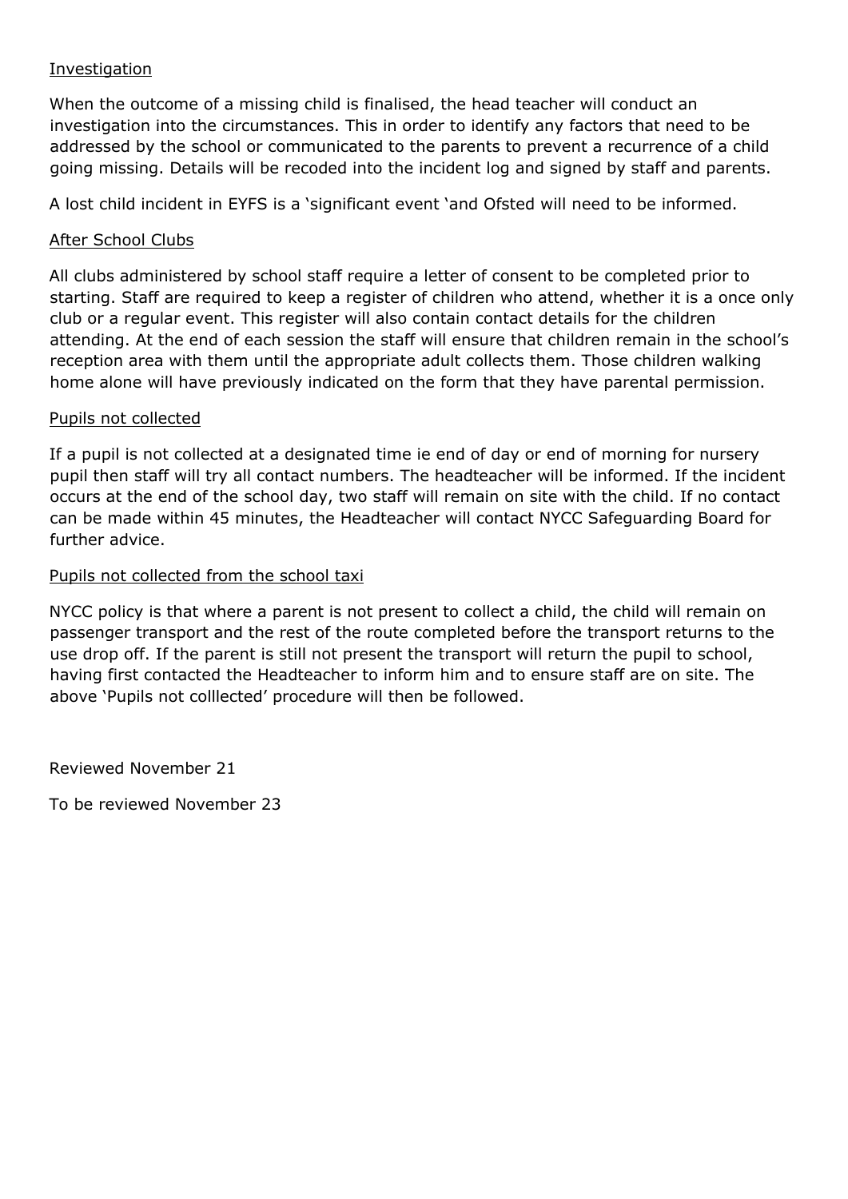Investigation

When the outcome of a missing child is finalised, the head teacher will conduct an investigation into the circumstances. This in order to identify any factors that need to be addressed by the school or communicated to the parents to prevent a recurrence of a child going missing. Details will be recoded into the incident log and signed by staff and parents.

A lost child incident in EYFS is a 'significant event 'and Ofsted will need to be informed.

After School Clubs

All clubs administered by school staff require a letter of consent to be completed prior to starting. Staff are required to keep a register of children who attend, whether it is a once only club or a regular event. This register will also contain contact details for the children attending. At the end of each session the staff will ensure that children remain in the school's reception area with them until the appropriate adult collects them. Those children walking home alone will have previously indicated on the form that they have parental permission.

Pupils not collected

If a pupil is not collected at a designated time ie end of day or end of morning for nursery pupil then staff will try all contact numbers. The headteacher will be informed. If the incident occurs at the end of the school day, two staff will remain on site with the child. If no contact can be made within 45 minutes, the Headteacher will contact NYCC Safeguarding Board for further advice.

Pupils not collected from the school taxi

NYCC policy is that where a parent is not present to collect a child, the child will remain on passenger transport and the rest of the route completed before the transport returns to the use drop off. If the parent is still not present the transport will return the pupil to school, having first contacted the Headteacher to inform him and to ensure staff are on site. The above 'Pupils not colllected' procedure will then be followed.

Reviewed November 21

To be reviewed November 23